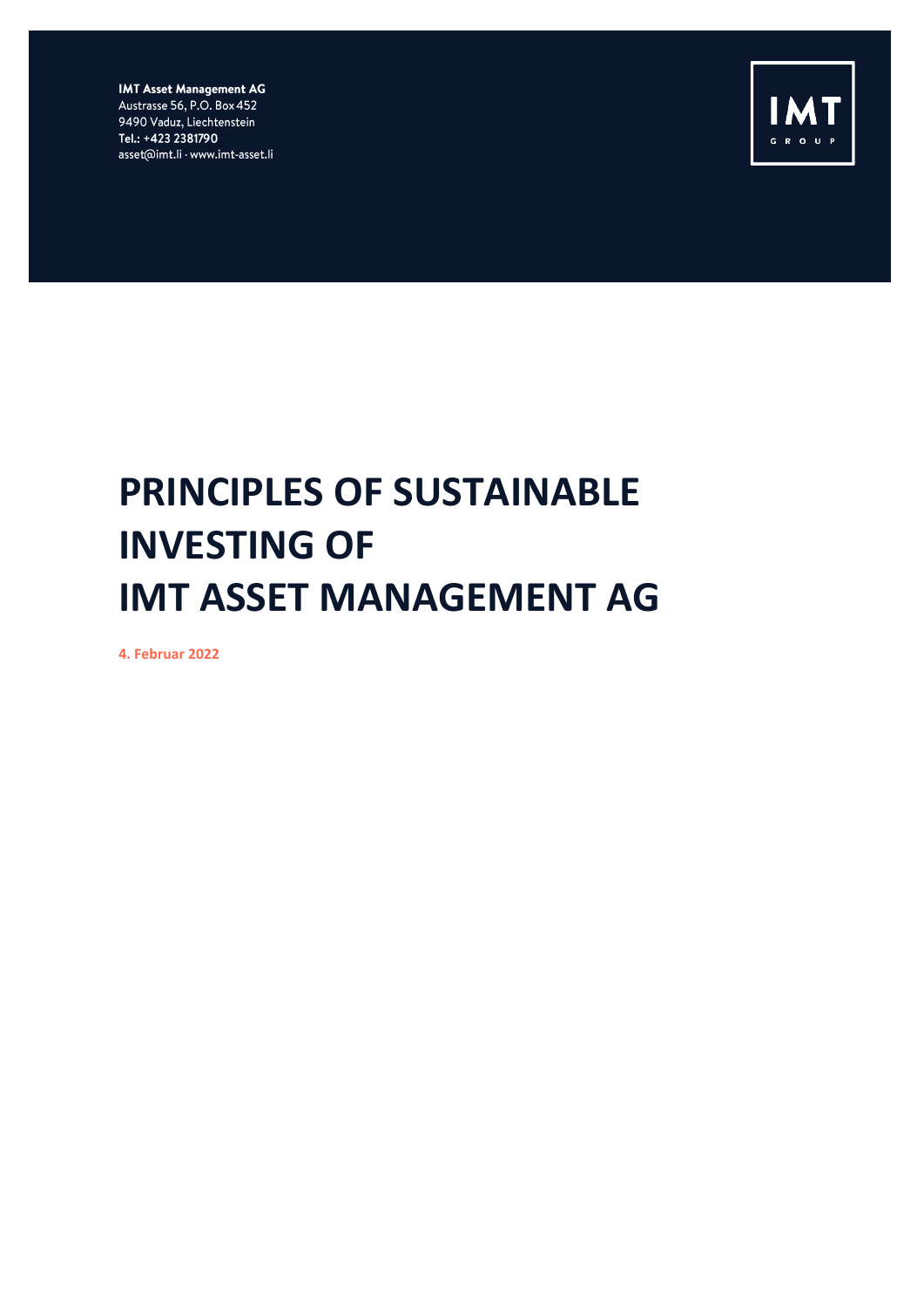**IMT Asset Management AG**
Austrasse 56, P.O. Box 452
9490 Vaduz, Liechtenstein
**Tel.: +423 2381790**
asset@imt.li · www.imt-asset.li

# PRINCIPLES OF SUSTAINABLE INVESTING OF IMT ASSET MANAGEMENT AG

**4. Februar 2022**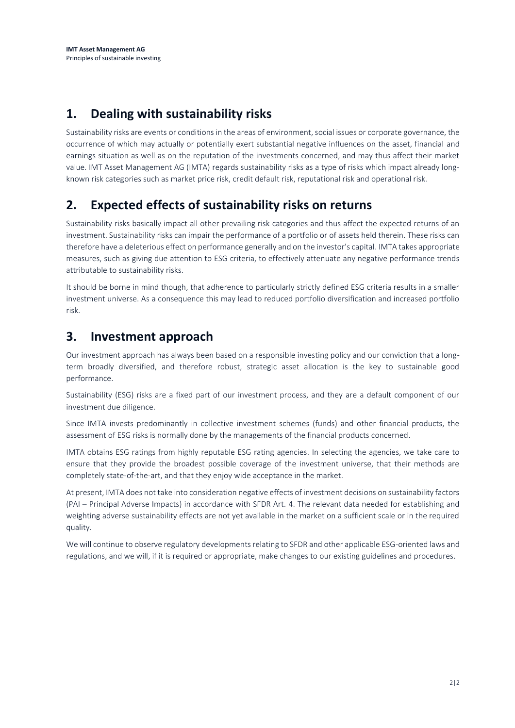## 1. Dealing with sustainability risks

Sustainability risks are events or conditions in the areas of environment, social issues or corporate governance, the occurrence of which may actually or potentially exert substantial negative influences on the asset, financial and earnings situation as well as on the reputation of the investments concerned, and may thus affect their market value. IMT Asset Management AG (IMTA) regards sustainability risks as a type of risks which impact already long-known risk categories such as market price risk, credit default risk, reputational risk and operational risk.

## 2. Expected effects of sustainability risks on returns

Sustainability risks basically impact all other prevailing risk categories and thus affect the expected returns of an investment. Sustainability risks can impair the performance of a portfolio or of assets held therein. These risks can therefore have a deleterious effect on performance generally and on the investor's capital. IMTA takes appropriate measures, such as giving due attention to ESG criteria, to effectively attenuate any negative performance trends attributable to sustainability risks.

It should be borne in mind though, that adherence to particularly strictly defined ESG criteria results in a smaller investment universe. As a consequence this may lead to reduced portfolio diversification and increased portfolio risk.

## 3. Investment approach

Our investment approach has always been based on a responsible investing policy and our conviction that a long-term broadly diversified, and therefore robust, strategic asset allocation is the key to sustainable good performance.

Sustainability (ESG) risks are a fixed part of our investment process, and they are a default component of our investment due diligence.

Since IMTA invests predominantly in collective investment schemes (funds) and other financial products, the assessment of ESG risks is normally done by the managements of the financial products concerned.

IMTA obtains ESG ratings from highly reputable ESG rating agencies. In selecting the agencies, we take care to ensure that they provide the broadest possible coverage of the investment universe, that their methods are completely state-of-the-art, and that they enjoy wide acceptance in the market.

At present, IMTA does not take into consideration negative effects of investment decisions on sustainability factors (PAI – Principal Adverse Impacts) in accordance with SFDR Art. 4. The relevant data needed for establishing and weighting adverse sustainability effects are not yet available in the market on a sufficient scale or in the required quality.

We will continue to observe regulatory developments relating to SFDR and other applicable ESG-oriented laws and regulations, and we will, if it is required or appropriate, make changes to our existing guidelines and procedures.